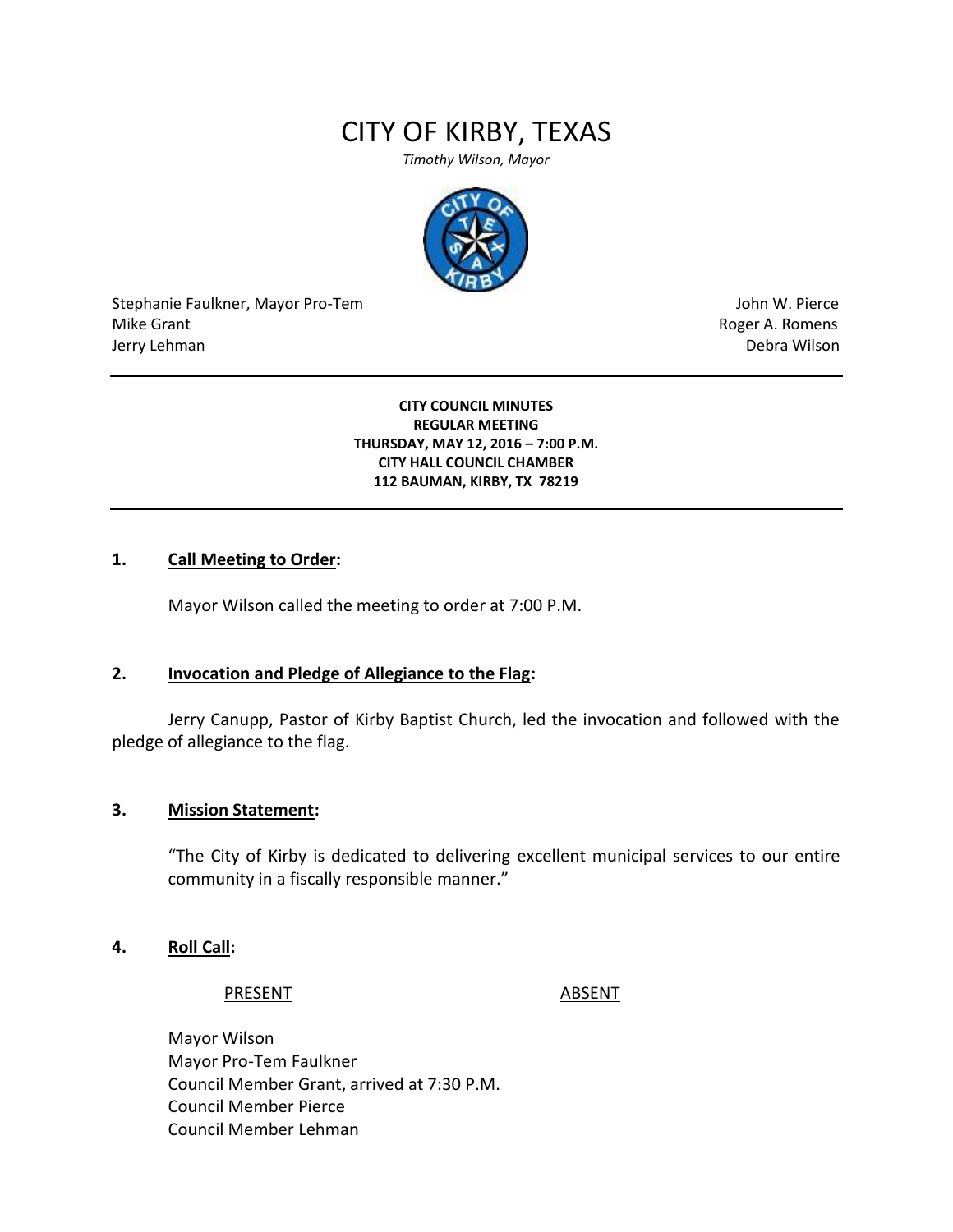# CITY OF KIRBY, TEXAS

*Timothy Wilson, Mayor*

Stephanie Faulkner, Mayor Pro-Tem
Mike Grant
Jerry Lehman

John W. Pierce
Roger A. Romens
Debra Wilson

---

**CITY COUNCIL MINUTES**
**REGULAR MEETING**
**THURSDAY, MAY 12, 2016 – 7:00 P.M.**
**CITY HALL COUNCIL CHAMBER**
**112 BAUMAN, KIRBY, TX 78219**

---

**1. Call Meeting to Order:**

Mayor Wilson called the meeting to order at 7:00 P.M.

**2. Invocation and Pledge of Allegiance to the Flag:**

Jerry Canupp, Pastor of Kirby Baptist Church, led the invocation and followed with the pledge of allegiance to the flag.

**3. Mission Statement:**

"The City of Kirby is dedicated to delivering excellent municipal services to our entire community in a fiscally responsible manner."

**4. Roll Call:**

| PRESENT | ABSENT |
|---|---|
| Mayor Wilson | |
| Mayor Pro-Tem Faulkner | |
| Council Member Grant, arrived at 7:30 P.M. | |
| Council Member Pierce | |
| Council Member Lehman | |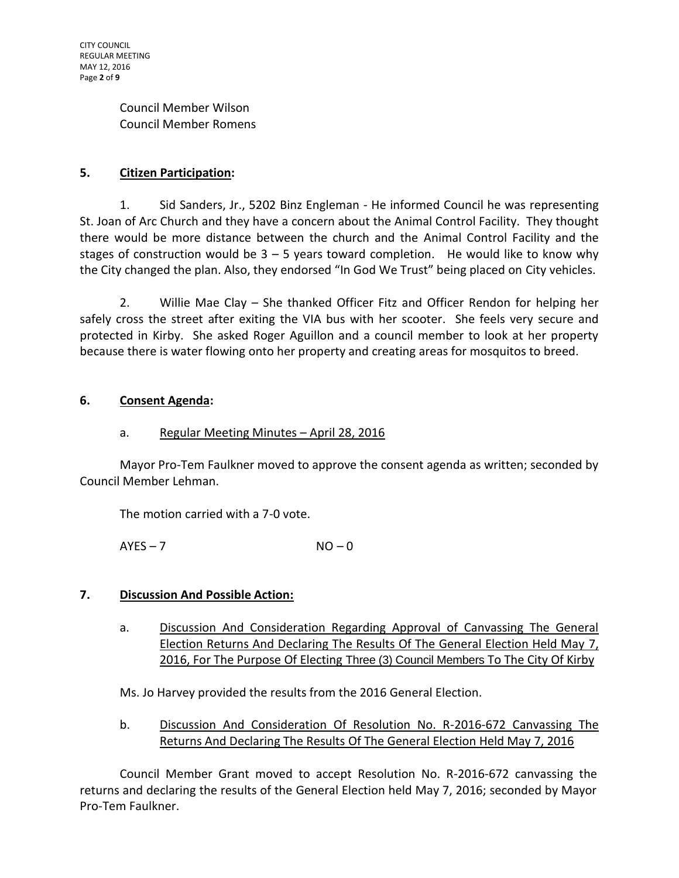Council Member Wilson
Council Member Romens

## 5. Citizen Participation:

1. Sid Sanders, Jr., 5202 Binz Engleman - He informed Council he was representing St. Joan of Arc Church and they have a concern about the Animal Control Facility. They thought there would be more distance between the church and the Animal Control Facility and the stages of construction would be 3 – 5 years toward completion. He would like to know why the City changed the plan. Also, they endorsed "In God We Trust" being placed on City vehicles.

2. Willie Mae Clay – She thanked Officer Fitz and Officer Rendon for helping her safely cross the street after exiting the VIA bus with her scooter. She feels very secure and protected in Kirby. She asked Roger Aguillon and a council member to look at her property because there is water flowing onto her property and creating areas for mosquitos to breed.

## 6. Consent Agenda:

a. Regular Meeting Minutes – April 28, 2016

Mayor Pro-Tem Faulkner moved to approve the consent agenda as written; seconded by Council Member Lehman.

The motion carried with a 7-0 vote.

AYES – 7 NO – 0

## 7. Discussion And Possible Action:

a. Discussion And Consideration Regarding Approval of Canvassing The General Election Returns And Declaring The Results Of The General Election Held May 7, 2016, For The Purpose Of Electing Three (3) Council Members To The City Of Kirby

Ms. Jo Harvey provided the results from the 2016 General Election.

b. Discussion And Consideration Of Resolution No. R-2016-672 Canvassing The Returns And Declaring The Results Of The General Election Held May 7, 2016

Council Member Grant moved to accept Resolution No. R-2016-672 canvassing the returns and declaring the results of the General Election held May 7, 2016; seconded by Mayor Pro-Tem Faulkner.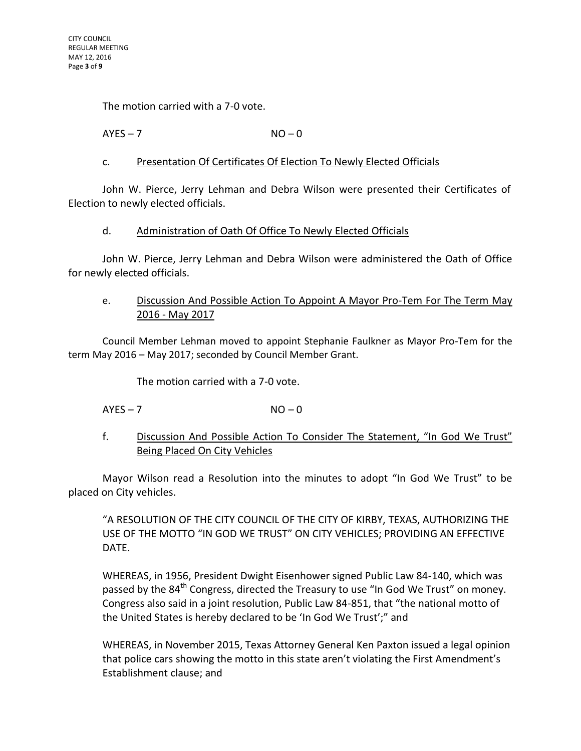The motion carried with a 7-0 vote.

AYES – 7 NO – 0

c. Presentation Of Certificates Of Election To Newly Elected Officials

John W. Pierce, Jerry Lehman and Debra Wilson were presented their Certificates of Election to newly elected officials.

d. Administration of Oath Of Office To Newly Elected Officials

John W. Pierce, Jerry Lehman and Debra Wilson were administered the Oath of Office for newly elected officials.

e. Discussion And Possible Action To Appoint A Mayor Pro-Tem For The Term May 2016 - May 2017

Council Member Lehman moved to appoint Stephanie Faulkner as Mayor Pro-Tem for the term May 2016 – May 2017; seconded by Council Member Grant.

The motion carried with a 7-0 vote.

AYES – 7 NO – 0

f. Discussion And Possible Action To Consider The Statement, "In God We Trust" Being Placed On City Vehicles

Mayor Wilson read a Resolution into the minutes to adopt "In God We Trust" to be placed on City vehicles.

"A RESOLUTION OF THE CITY COUNCIL OF THE CITY OF KIRBY, TEXAS, AUTHORIZING THE USE OF THE MOTTO "IN GOD WE TRUST" ON CITY VEHICLES; PROVIDING AN EFFECTIVE DATE.

WHEREAS, in 1956, President Dwight Eisenhower signed Public Law 84-140, which was passed by the 84th Congress, directed the Treasury to use "In God We Trust" on money. Congress also said in a joint resolution, Public Law 84-851, that "the national motto of the United States is hereby declared to be 'In God We Trust';" and

WHEREAS, in November 2015, Texas Attorney General Ken Paxton issued a legal opinion that police cars showing the motto in this state aren't violating the First Amendment's Establishment clause; and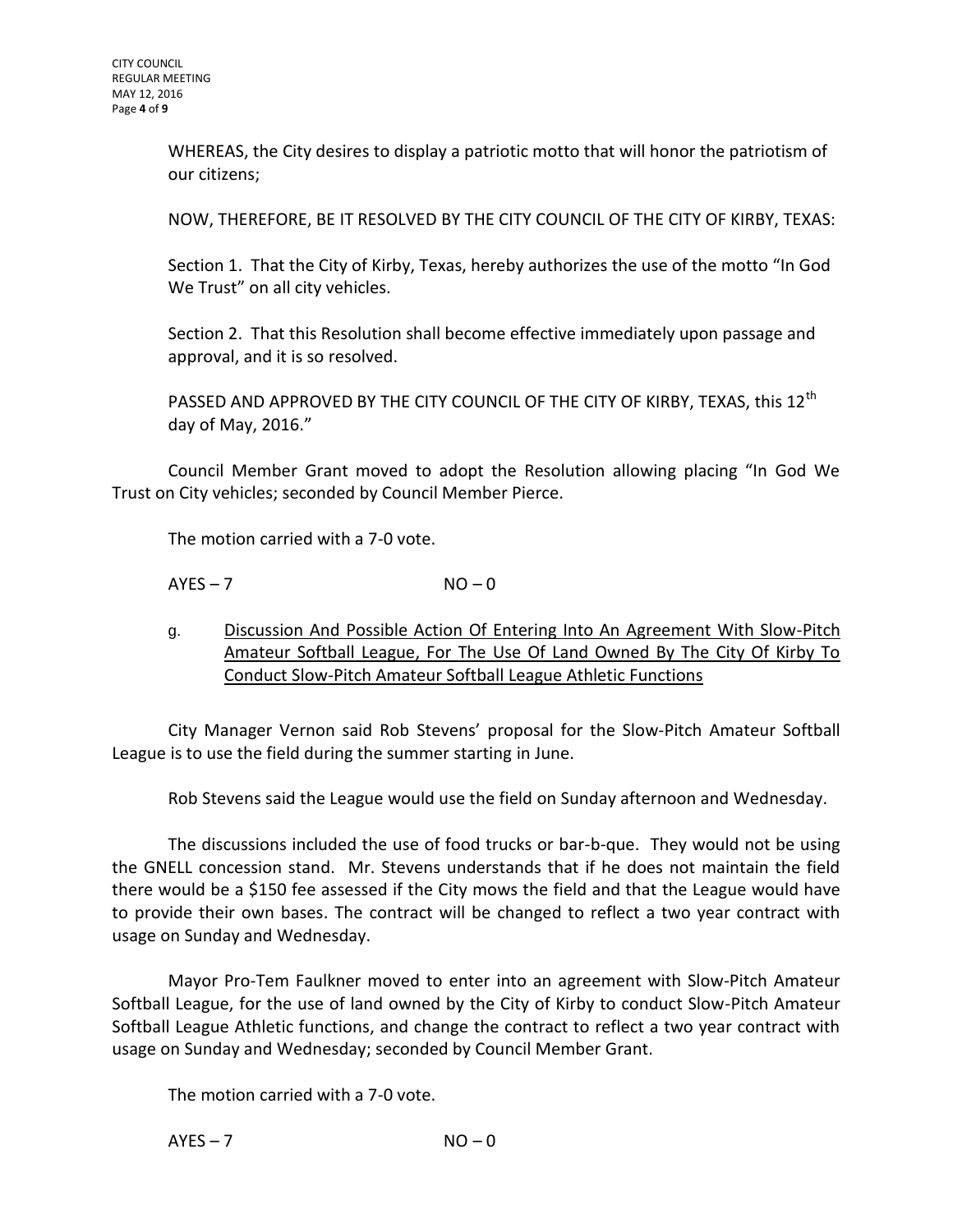WHEREAS, the City desires to display a patriotic motto that will honor the patriotism of our citizens;

NOW, THEREFORE, BE IT RESOLVED BY THE CITY COUNCIL OF THE CITY OF KIRBY, TEXAS:

Section 1. That the City of Kirby, Texas, hereby authorizes the use of the motto "In God We Trust" on all city vehicles.

Section 2. That this Resolution shall become effective immediately upon passage and approval, and it is so resolved.

PASSED AND APPROVED BY THE CITY COUNCIL OF THE CITY OF KIRBY, TEXAS, this 12th day of May, 2016."

Council Member Grant moved to adopt the Resolution allowing placing "In God We Trust on City vehicles; seconded by Council Member Pierce.

The motion carried with a 7-0 vote.

AYES – 7 NO – 0

g. Discussion And Possible Action Of Entering Into An Agreement With Slow-Pitch Amateur Softball League, For The Use Of Land Owned By The City Of Kirby To Conduct Slow-Pitch Amateur Softball League Athletic Functions

City Manager Vernon said Rob Stevens' proposal for the Slow-Pitch Amateur Softball League is to use the field during the summer starting in June.

Rob Stevens said the League would use the field on Sunday afternoon and Wednesday.

The discussions included the use of food trucks or bar-b-que. They would not be using the GNELL concession stand. Mr. Stevens understands that if he does not maintain the field there would be a $150 fee assessed if the City mows the field and that the League would have to provide their own bases. The contract will be changed to reflect a two year contract with usage on Sunday and Wednesday.

Mayor Pro-Tem Faulkner moved to enter into an agreement with Slow-Pitch Amateur Softball League, for the use of land owned by the City of Kirby to conduct Slow-Pitch Amateur Softball League Athletic functions, and change the contract to reflect a two year contract with usage on Sunday and Wednesday; seconded by Council Member Grant.

The motion carried with a 7-0 vote.

AYES – 7 NO – 0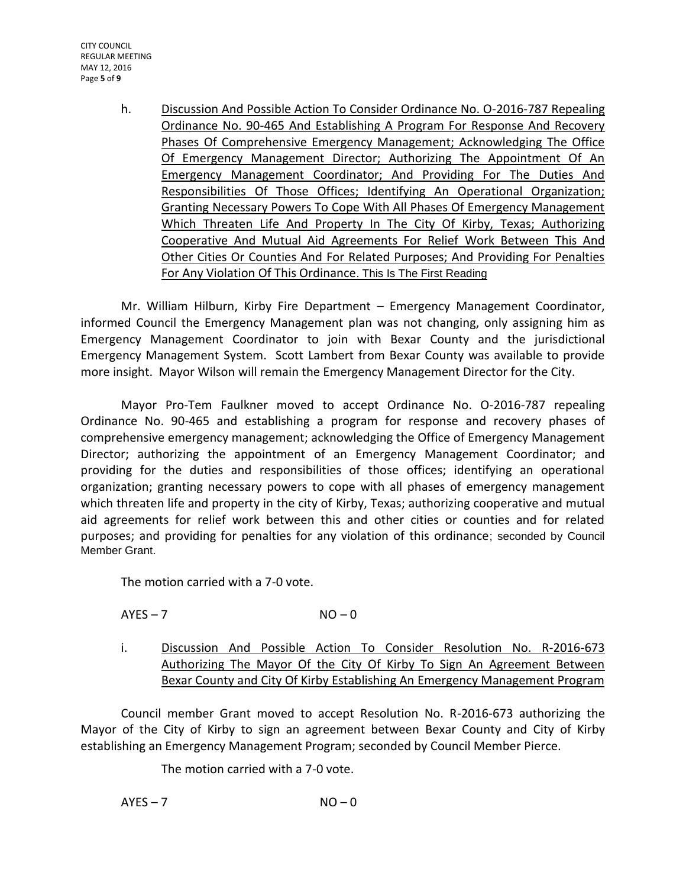h. <u>Discussion And Possible Action To Consider Ordinance No. O-2016-787 Repealing Ordinance No. 90-465 And Establishing A Program For Response And Recovery Phases Of Comprehensive Emergency Management; Acknowledging The Office Of Emergency Management Director; Authorizing The Appointment Of An Emergency Management Coordinator; And Providing For The Duties And Responsibilities Of Those Offices; Identifying An Operational Organization; Granting Necessary Powers To Cope With All Phases Of Emergency Management Which Threaten Life And Property In The City Of Kirby, Texas; Authorizing Cooperative And Mutual Aid Agreements For Relief Work Between This And Other Cities Or Counties And For Related Purposes; And Providing For Penalties For Any Violation Of This Ordinance. This Is The First Reading</u>

Mr. William Hilburn, Kirby Fire Department – Emergency Management Coordinator, informed Council the Emergency Management plan was not changing, only assigning him as Emergency Management Coordinator to join with Bexar County and the jurisdictional Emergency Management System. Scott Lambert from Bexar County was available to provide more insight. Mayor Wilson will remain the Emergency Management Director for the City.

Mayor Pro-Tem Faulkner moved to accept Ordinance No. O-2016-787 repealing Ordinance No. 90-465 and establishing a program for response and recovery phases of comprehensive emergency management; acknowledging the Office of Emergency Management Director; authorizing the appointment of an Emergency Management Coordinator; and providing for the duties and responsibilities of those offices; identifying an operational organization; granting necessary powers to cope with all phases of emergency management which threaten life and property in the city of Kirby, Texas; authorizing cooperative and mutual aid agreements for relief work between this and other cities or counties and for related purposes; and providing for penalties for any violation of this ordinance; seconded by Council Member Grant.

The motion carried with a 7-0 vote.

AYES – 7 NO – 0

i. <u>Discussion And Possible Action To Consider Resolution No. R-2016-673 Authorizing The Mayor Of the City Of Kirby To Sign An Agreement Between Bexar County and City Of Kirby Establishing An Emergency Management Program</u>

Council member Grant moved to accept Resolution No. R-2016-673 authorizing the Mayor of the City of Kirby to sign an agreement between Bexar County and City of Kirby establishing an Emergency Management Program; seconded by Council Member Pierce.

The motion carried with a 7-0 vote.

AYES – 7 NO – 0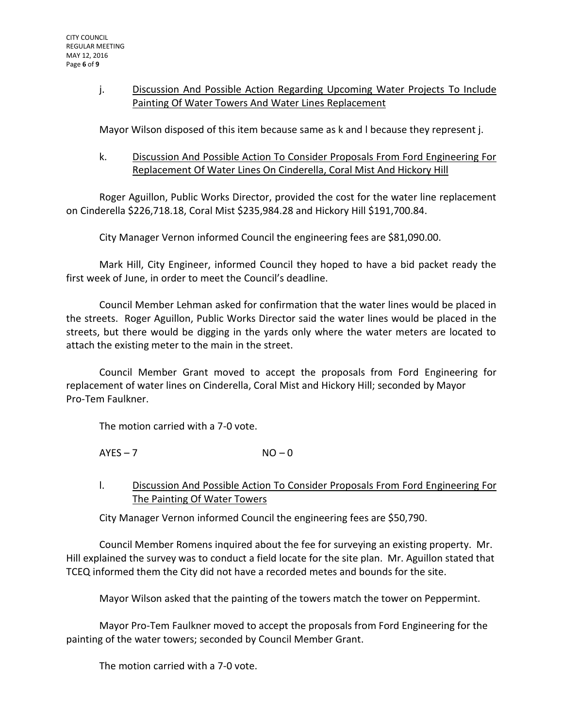j. <u>Discussion And Possible Action Regarding Upcoming Water Projects To Include Painting Of Water Towers And Water Lines Replacement</u>

Mayor Wilson disposed of this item because same as k and l because they represent j.

k. <u>Discussion And Possible Action To Consider Proposals From Ford Engineering For Replacement Of Water Lines On Cinderella, Coral Mist And Hickory Hill</u>

Roger Aguillon, Public Works Director, provided the cost for the water line replacement on Cinderella $226,718.18, Coral Mist $235,984.28 and Hickory Hill $191,700.84.

City Manager Vernon informed Council the engineering fees are $81,090.00.

Mark Hill, City Engineer, informed Council they hoped to have a bid packet ready the first week of June, in order to meet the Council's deadline.

Council Member Lehman asked for confirmation that the water lines would be placed in the streets. Roger Aguillon, Public Works Director said the water lines would be placed in the streets, but there would be digging in the yards only where the water meters are located to attach the existing meter to the main in the street.

Council Member Grant moved to accept the proposals from Ford Engineering for replacement of water lines on Cinderella, Coral Mist and Hickory Hill; seconded by Mayor Pro-Tem Faulkner.

The motion carried with a 7-0 vote.

AYES – 7 NO – 0

l. <u>Discussion And Possible Action To Consider Proposals From Ford Engineering For The Painting Of Water Towers</u>

City Manager Vernon informed Council the engineering fees are $50,790.

Council Member Romens inquired about the fee for surveying an existing property. Mr. Hill explained the survey was to conduct a field locate for the site plan. Mr. Aguillon stated that TCEQ informed them the City did not have a recorded metes and bounds for the site.

Mayor Wilson asked that the painting of the towers match the tower on Peppermint.

Mayor Pro-Tem Faulkner moved to accept the proposals from Ford Engineering for the painting of the water towers; seconded by Council Member Grant.

The motion carried with a 7-0 vote.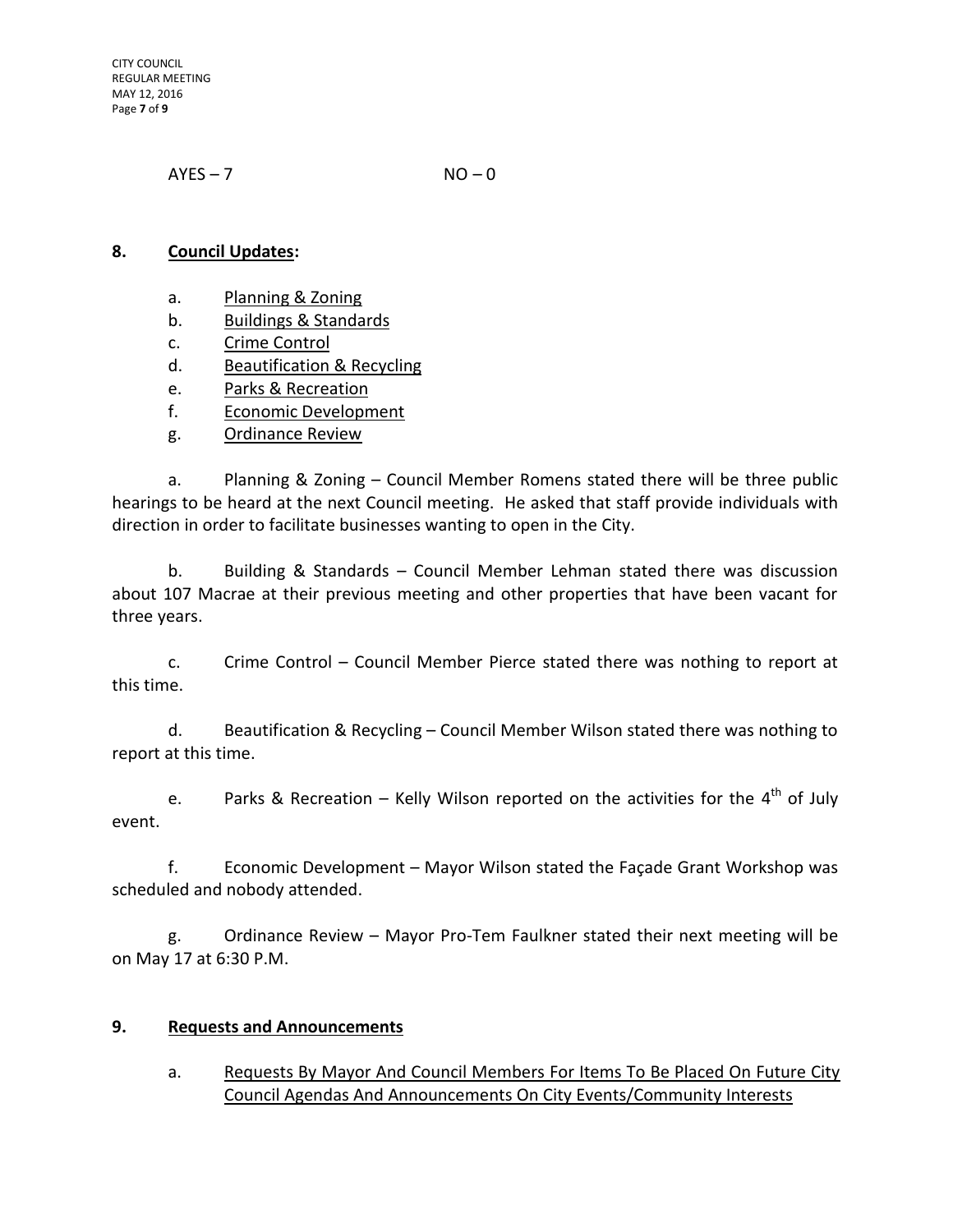AYES – 7 NO – 0

## 8. Council Updates:

a. Planning & Zoning
b. Buildings & Standards
c. Crime Control
d. Beautification & Recycling
e. Parks & Recreation
f. Economic Development
g. Ordinance Review

a. Planning & Zoning – Council Member Romens stated there will be three public hearings to be heard at the next Council meeting. He asked that staff provide individuals with direction in order to facilitate businesses wanting to open in the City.

b. Building & Standards – Council Member Lehman stated there was discussion about 107 Macrae at their previous meeting and other properties that have been vacant for three years.

c. Crime Control – Council Member Pierce stated there was nothing to report at this time.

d. Beautification & Recycling – Council Member Wilson stated there was nothing to report at this time.

e. Parks & Recreation – Kelly Wilson reported on the activities for the 4th of July event.

f. Economic Development – Mayor Wilson stated the Façade Grant Workshop was scheduled and nobody attended.

g. Ordinance Review – Mayor Pro-Tem Faulkner stated their next meeting will be on May 17 at 6:30 P.M.

## 9. Requests and Announcements

a. Requests By Mayor And Council Members For Items To Be Placed On Future City Council Agendas And Announcements On City Events/Community Interests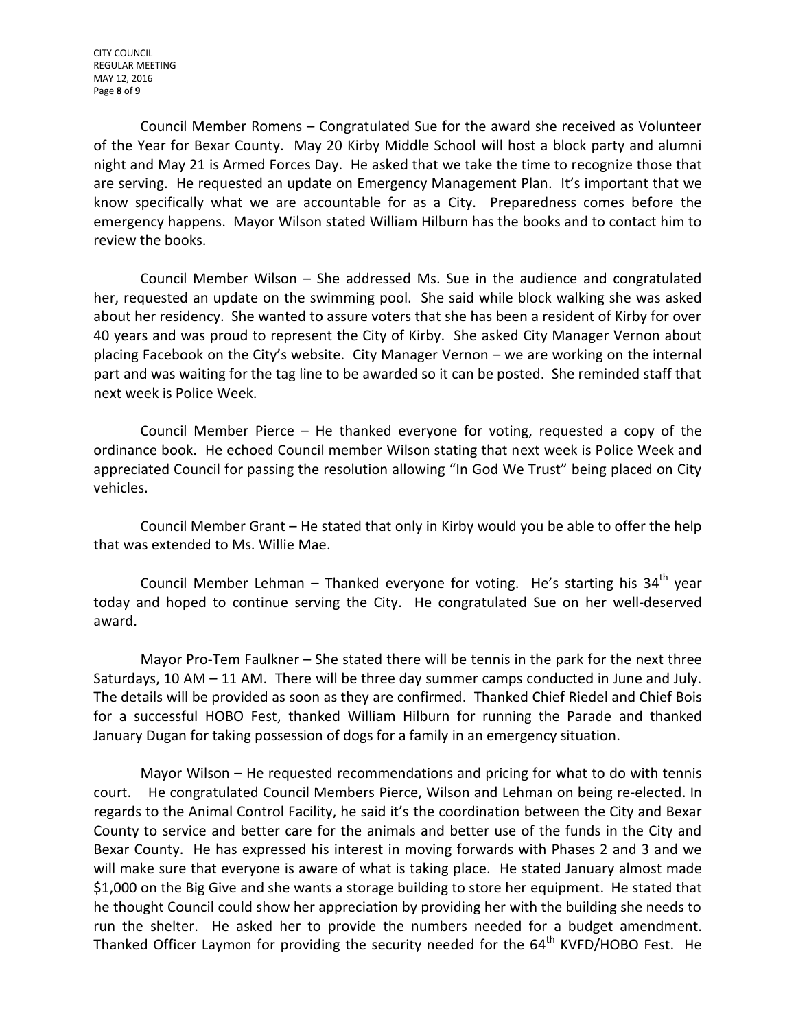Council Member Romens – Congratulated Sue for the award she received as Volunteer of the Year for Bexar County. May 20 Kirby Middle School will host a block party and alumni night and May 21 is Armed Forces Day. He asked that we take the time to recognize those that are serving. He requested an update on Emergency Management Plan. It's important that we know specifically what we are accountable for as a City. Preparedness comes before the emergency happens. Mayor Wilson stated William Hilburn has the books and to contact him to review the books.

Council Member Wilson – She addressed Ms. Sue in the audience and congratulated her, requested an update on the swimming pool. She said while block walking she was asked about her residency. She wanted to assure voters that she has been a resident of Kirby for over 40 years and was proud to represent the City of Kirby. She asked City Manager Vernon about placing Facebook on the City's website. City Manager Vernon – we are working on the internal part and was waiting for the tag line to be awarded so it can be posted. She reminded staff that next week is Police Week.

Council Member Pierce – He thanked everyone for voting, requested a copy of the ordinance book. He echoed Council member Wilson stating that next week is Police Week and appreciated Council for passing the resolution allowing "In God We Trust" being placed on City vehicles.

Council Member Grant – He stated that only in Kirby would you be able to offer the help that was extended to Ms. Willie Mae.

Council Member Lehman – Thanked everyone for voting. He's starting his 34th year today and hoped to continue serving the City. He congratulated Sue on her well-deserved award.

Mayor Pro-Tem Faulkner – She stated there will be tennis in the park for the next three Saturdays, 10 AM – 11 AM. There will be three day summer camps conducted in June and July. The details will be provided as soon as they are confirmed. Thanked Chief Riedel and Chief Bois for a successful HOBO Fest, thanked William Hilburn for running the Parade and thanked January Dugan for taking possession of dogs for a family in an emergency situation.

Mayor Wilson – He requested recommendations and pricing for what to do with tennis court. He congratulated Council Members Pierce, Wilson and Lehman on being re-elected. In regards to the Animal Control Facility, he said it's the coordination between the City and Bexar County to service and better care for the animals and better use of the funds in the City and Bexar County. He has expressed his interest in moving forwards with Phases 2 and 3 and we will make sure that everyone is aware of what is taking place. He stated January almost made $1,000 on the Big Give and she wants a storage building to store her equipment. He stated that he thought Council could show her appreciation by providing her with the building she needs to run the shelter. He asked her to provide the numbers needed for a budget amendment. Thanked Officer Laymon for providing the security needed for the 64th KVFD/HOBO Fest. He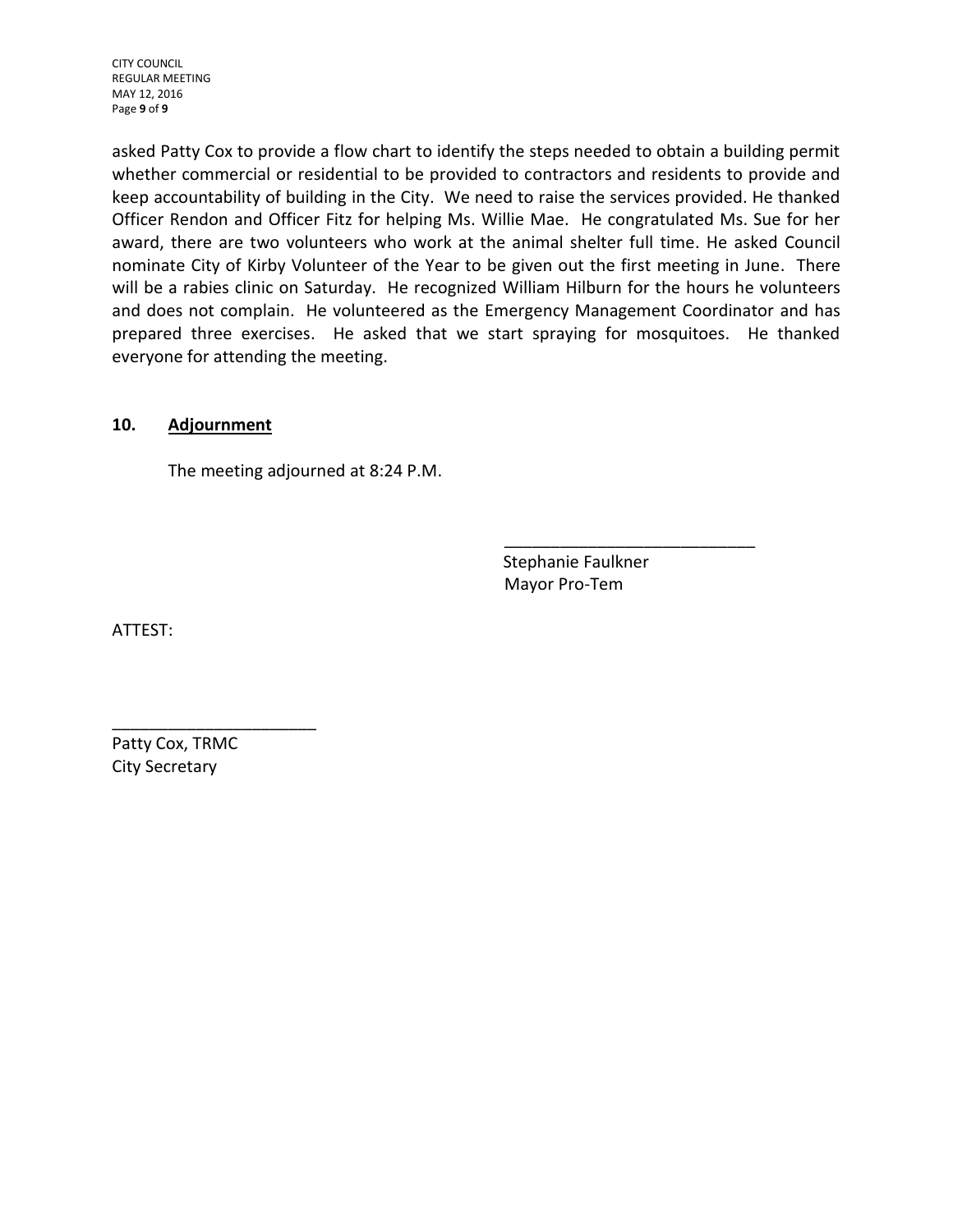asked Patty Cox to provide a flow chart to identify the steps needed to obtain a building permit whether commercial or residential to be provided to contractors and residents to provide and keep accountability of building in the City. We need to raise the services provided. He thanked Officer Rendon and Officer Fitz for helping Ms. Willie Mae. He congratulated Ms. Sue for her award, there are two volunteers who work at the animal shelter full time. He asked Council nominate City of Kirby Volunteer of the Year to be given out the first meeting in June. There will be a rabies clinic on Saturday. He recognized William Hilburn for the hours he volunteers and does not complain. He volunteered as the Emergency Management Coordinator and has prepared three exercises. He asked that we start spraying for mosquitoes. He thanked everyone for attending the meeting.

**10. Adjournment**

The meeting adjourned at 8:24 P.M.

___________________________
Stephanie Faulkner
Mayor Pro-Tem

ATTEST:

______________________
Patty Cox, TRMC
City Secretary